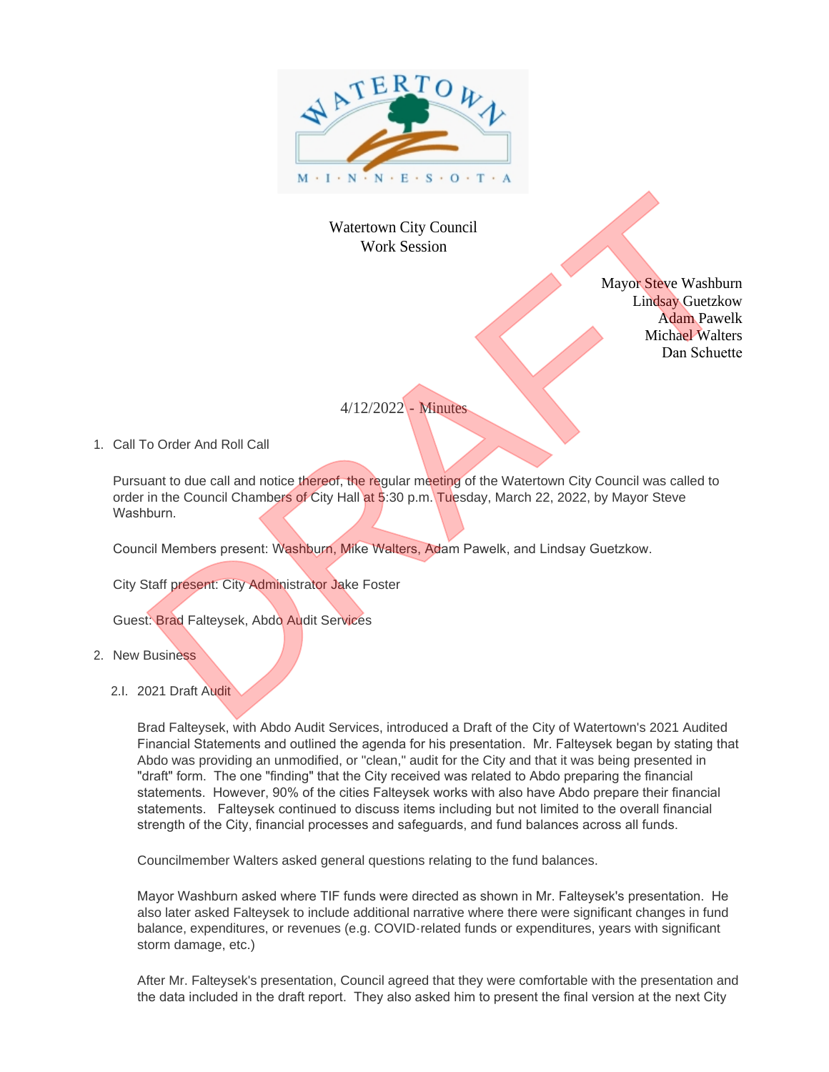Watertown City Council
Work Session

Mayor Steve Washburn
Lindsay Guetzkow
Adam Pawelk
Michael Walters
Dan Schuette

4/12/2022 - Minutes

1. Call To Order And Roll Call

   Pursuant to due call and notice thereof, the regular meeting of the Watertown City Council was called to order in the Council Chambers of City Hall at 5:30 p.m. Tuesday, March 22, 2022, by Mayor Steve Washburn.

   Council Members present: Washburn, Mike Walters, Adam Pawelk, and Lindsay Guetzkow.

   City Staff present: City Administrator Jake Foster

   Guest: Brad Falteysek, Abdo Audit Services

2. New Business

   2.I. 2021 Draft Audit

   Brad Falteysek, with Abdo Audit Services, introduced a Draft of the City of Watertown's 2021 Audited Financial Statements and outlined the agenda for his presentation. Mr. Falteysek began by stating that Abdo was providing an unmodified, or "clean," audit for the City and that it was being presented in "draft" form. The one "finding" that the City received was related to Abdo preparing the financial statements. However, 90% of the cities Falteysek works with also have Abdo prepare their financial statements. Falteysek continued to discuss items including but not limited to the overall financial strength of the City, financial processes and safeguards, and fund balances across all funds.

   Councilmember Walters asked general questions relating to the fund balances.

   Mayor Washburn asked where TIF funds were directed as shown in Mr. Falteysek's presentation. He also later asked Falteysek to include additional narrative where there were significant changes in fund balance, expenditures, or revenues (e.g. COVID-related funds or expenditures, years with significant storm damage, etc.)

   After Mr. Falteysek's presentation, Council agreed that they were comfortable with the presentation and the data included in the draft report. They also asked him to present the final version at the next City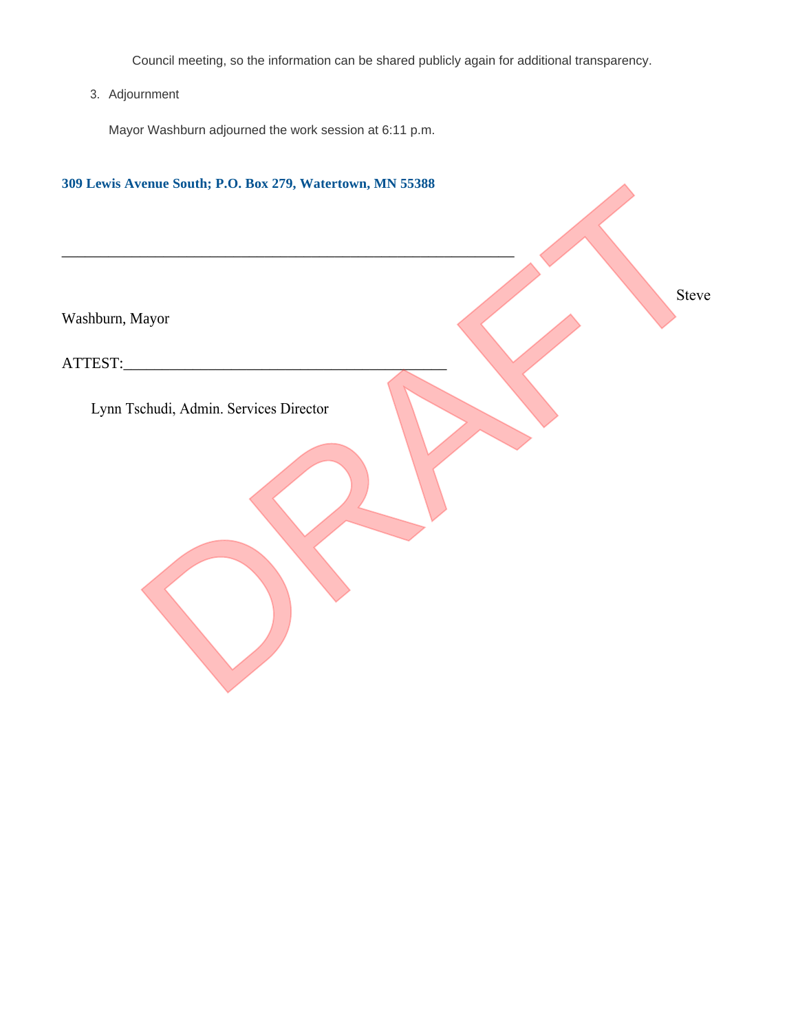Council meeting, so the information can be shared publicly again for additional transparency.

3. Adjournment

   Mayor Washburn adjourned the work session at 6:11 p.m.

**309 Lewis Avenue South; P.O. Box 279, Watertown, MN 55388**

\_\_\_\_\_\_\_\_\_\_\_\_\_\_\_\_\_\_\_\_\_\_\_\_\_\_\_\_\_\_\_\_\_\_\_\_\_\_\_\_\_\_\_\_\_\_\_\_\_\_\_\_\_\_\_\_\_\_

Steve Washburn, Mayor

ATTEST:\_\_\_\_\_\_\_\_\_\_\_\_\_\_\_\_\_\_\_\_\_\_\_\_\_\_\_\_\_\_\_\_\_\_\_\_\_\_\_\_\_\_

Lynn Tschudi, Admin. Services Director

DRAFT